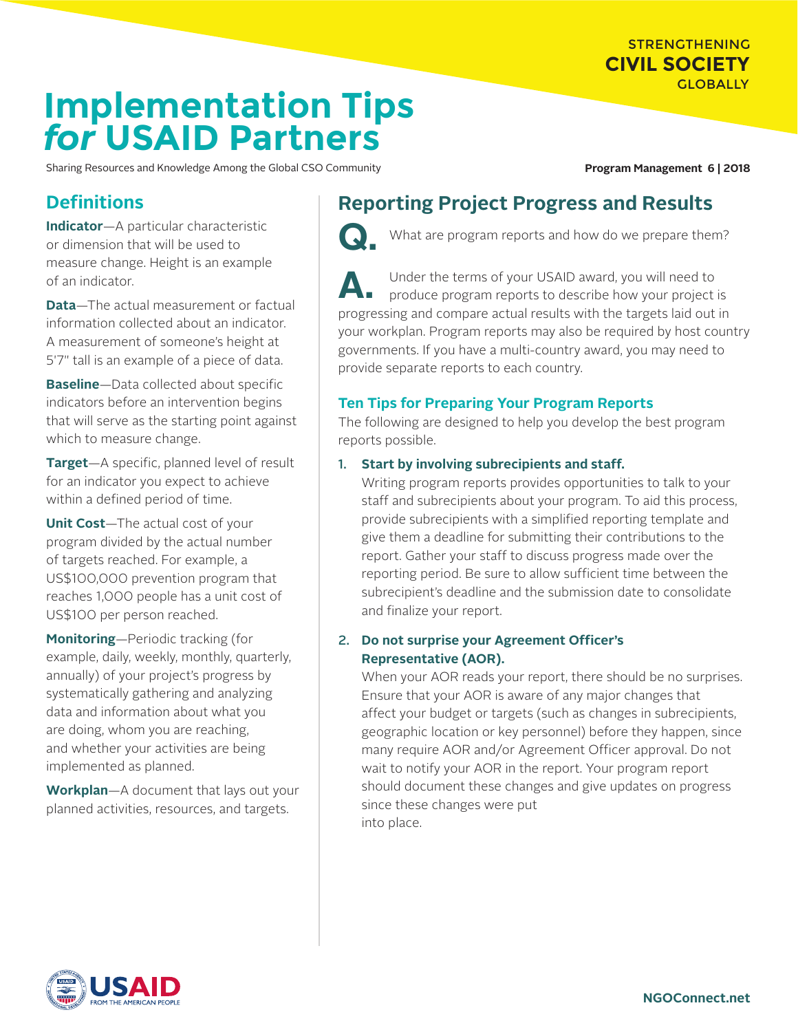STRENGTHENING
**CIVIL SOCIETY**
GLOBALLY

# Implementation Tips *for* USAID Partners

Sharing Resources and Knowledge Among the Global CSO Community

**Program Management 6 | 2018**

## Definitions

**Indicator**—A particular characteristic or dimension that will be used to measure change. Height is an example of an indicator.

**Data**—The actual measurement or factual information collected about an indicator. A measurement of someone's height at 5'7" tall is an example of a piece of data.

**Baseline**—Data collected about specific indicators before an intervention begins that will serve as the starting point against which to measure change.

**Target**—A specific, planned level of result for an indicator you expect to achieve within a defined period of time.

**Unit Cost**—The actual cost of your program divided by the actual number of targets reached. For example, a US$100,000 prevention program that reaches 1,000 people has a unit cost of US$100 per person reached.

**Monitoring**—Periodic tracking (for example, daily, weekly, monthly, quarterly, annually) of your project's progress by systematically gathering and analyzing data and information about what you are doing, whom you are reaching, and whether your activities are being implemented as planned.

**Workplan**—A document that lays out your planned activities, resources, and targets.

## Reporting Project Progress and Results

**Q.** What are program reports and how do we prepare them?

**A.** Under the terms of your USAID award, you will need to produce program reports to describe how your project is progressing and compare actual results with the targets laid out in your workplan. Program reports may also be required by host country governments. If you have a multi-country award, you may need to provide separate reports to each country.

### Ten Tips for Preparing Your Program Reports

The following are designed to help you develop the best program reports possible.

1. **Start by involving subrecipients and staff.**
   Writing program reports provides opportunities to talk to your staff and subrecipients about your program. To aid this process, provide subrecipients with a simplified reporting template and give them a deadline for submitting their contributions to the report. Gather your staff to discuss progress made over the reporting period. Be sure to allow sufficient time between the subrecipient's deadline and the submission date to consolidate and finalize your report.

2. **Do not surprise your Agreement Officer's Representative (AOR).**
   When your AOR reads your report, there should be no surprises. Ensure that your AOR is aware of any major changes that affect your budget or targets (such as changes in subrecipients, geographic location or key personnel) before they happen, since many require AOR and/or Agreement Officer approval. Do not wait to notify your AOR in the report. Your program report should document these changes and give updates on progress since these changes were put into place.

USAID FROM THE AMERICAN PEOPLE

NGOConnect.net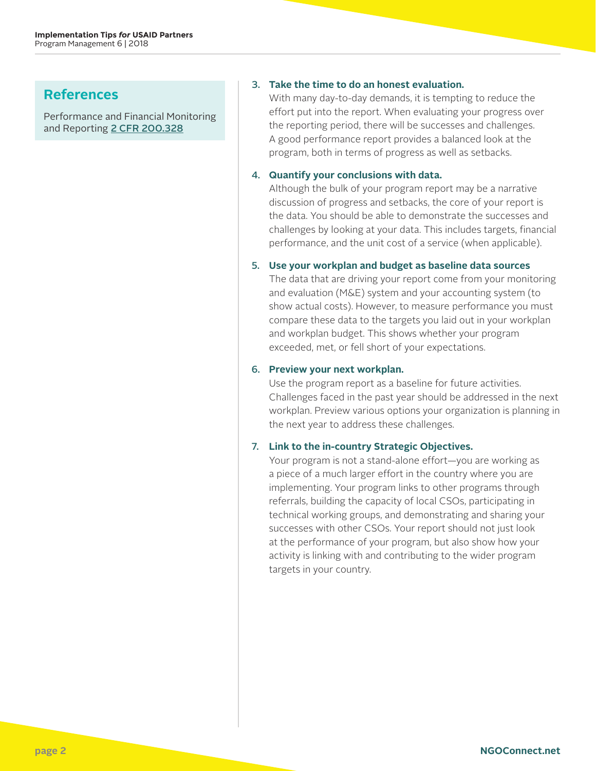## References

Performance and Financial Monitoring and Reporting 2 CFR 200.328

3. **Take the time to do an honest evaluation.**
   With many day-to-day demands, it is tempting to reduce the effort put into the report. When evaluating your progress over the reporting period, there will be successes and challenges. A good performance report provides a balanced look at the program, both in terms of progress as well as setbacks.

4. **Quantify your conclusions with data.**
   Although the bulk of your program report may be a narrative discussion of progress and setbacks, the core of your report is the data. You should be able to demonstrate the successes and challenges by looking at your data. This includes targets, financial performance, and the unit cost of a service (when applicable).

5. **Use your workplan and budget as baseline data sources**
   The data that are driving your report come from your monitoring and evaluation (M&E) system and your accounting system (to show actual costs). However, to measure performance you must compare these data to the targets you laid out in your workplan and workplan budget. This shows whether your program exceeded, met, or fell short of your expectations.

6. **Preview your next workplan.**
   Use the program report as a baseline for future activities. Challenges faced in the past year should be addressed in the next workplan. Preview various options your organization is planning in the next year to address these challenges.

7. **Link to the in-country Strategic Objectives.**
   Your program is not a stand-alone effort—you are working as a piece of a much larger effort in the country where you are implementing. Your program links to other programs through referrals, building the capacity of local CSOs, participating in technical working groups, and demonstrating and sharing your successes with other CSOs. Your report should not just look at the performance of your program, but also show how your activity is linking with and contributing to the wider program targets in your country.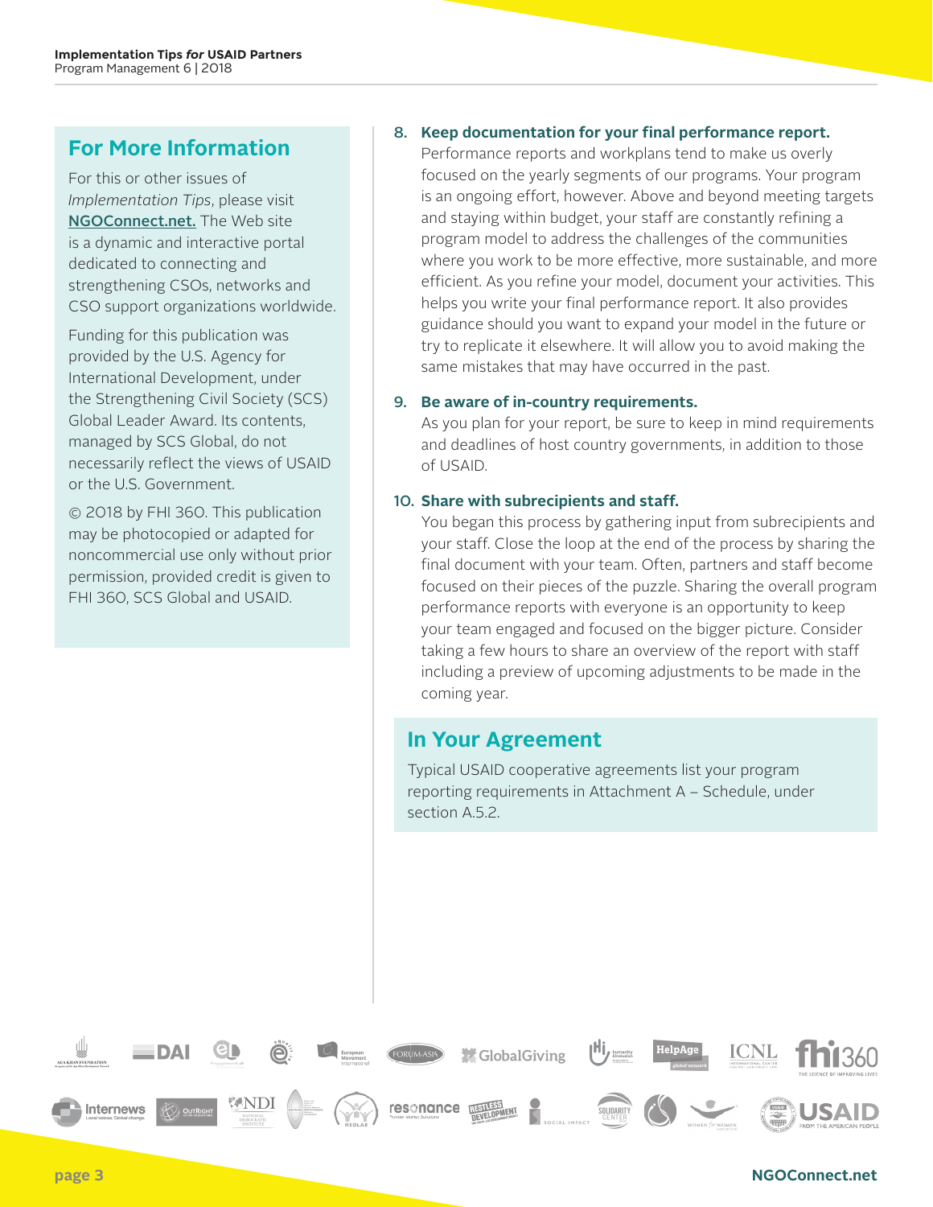## For More Information

For this or other issues of *Implementation Tips*, please visit NGOConnect.net. The Web site is a dynamic and interactive portal dedicated to connecting and strengthening CSOs, networks and CSO support organizations worldwide.

Funding for this publication was provided by the U.S. Agency for International Development, under the Strengthening Civil Society (SCS) Global Leader Award. Its contents, managed by SCS Global, do not necessarily reflect the views of USAID or the U.S. Government.

© 2018 by FHI 360. This publication may be photocopied or adapted for noncommercial use only without prior permission, provided credit is given to FHI 360, SCS Global and USAID.

8. **Keep documentation for your final performance report.** Performance reports and workplans tend to make us overly focused on the yearly segments of our programs. Your program is an ongoing effort, however. Above and beyond meeting targets and staying within budget, your staff are constantly refining a program model to address the challenges of the communities where you work to be more effective, more sustainable, and more efficient. As you refine your model, document your activities. This helps you write your final performance report. It also provides guidance should you want to expand your model in the future or try to replicate it elsewhere. It will allow you to avoid making the same mistakes that may have occurred in the past.

9. **Be aware of in-country requirements.** As you plan for your report, be sure to keep in mind requirements and deadlines of host country governments, in addition to those of USAID.

10. **Share with subrecipients and staff.** You began this process by gathering input from subrecipients and your staff. Close the loop at the end of the process by sharing the final document with your team. Often, partners and staff become focused on their pieces of the puzzle. Sharing the overall program performance reports with everyone is an opportunity to keep your team engaged and focused on the bigger picture. Consider taking a few hours to share an overview of the report with staff including a preview of upcoming adjustments to be made in the coming year.

## In Your Agreement

Typical USAID cooperative agreements list your program reporting requirements in Attachment A – Schedule, under section A.5.2.